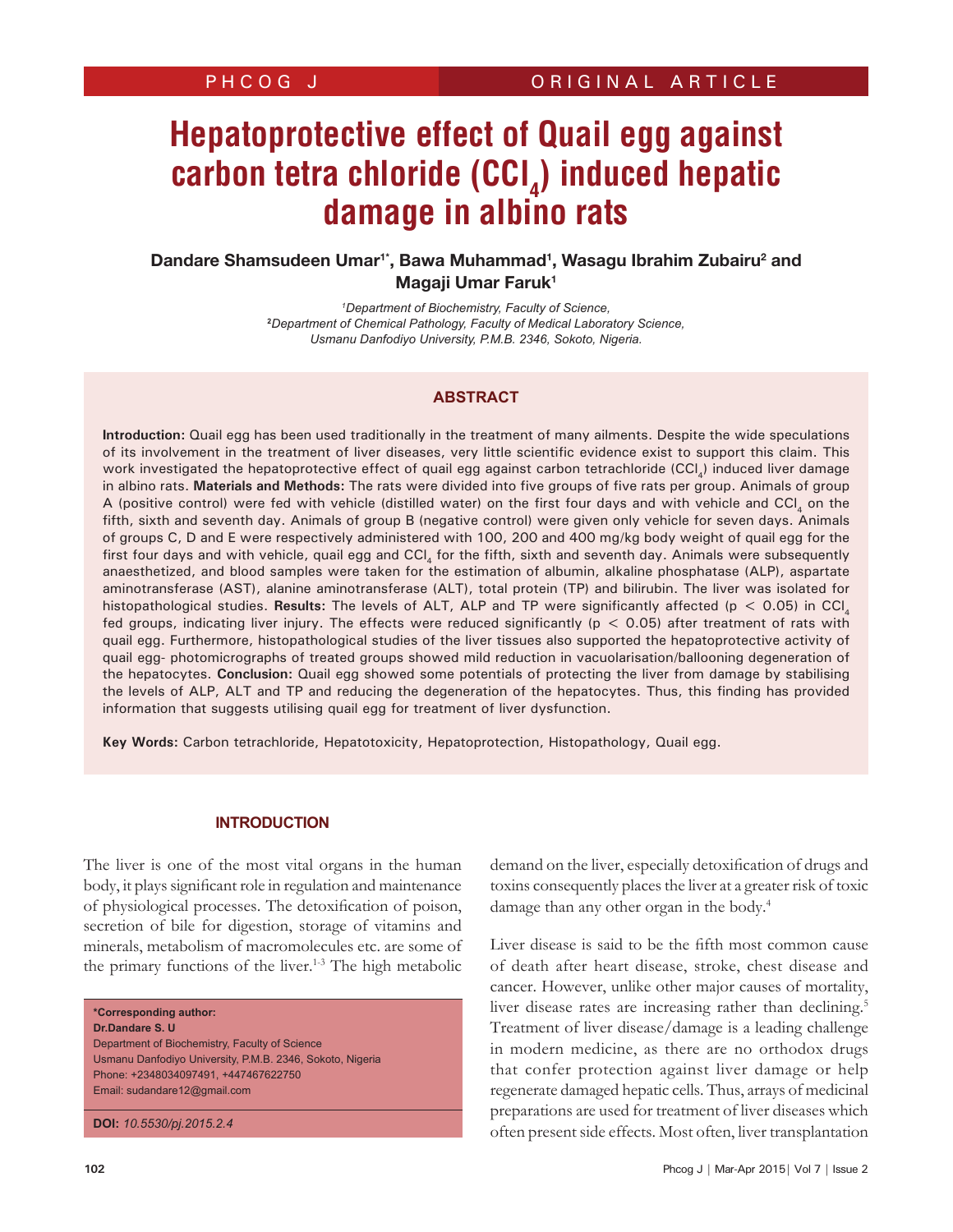# Hepatoprotective effect of Quail egg against carbon tetra chloride ($CCl_4$) induced hepatic damage in albino rats

**Dandare Shamsudeen Umar[1*], Bawa Muhammad[1], Wasagu Ibrahim Zubairu[2] and Magaji Umar Faruk[1]**

*[1]Department of Biochemistry, Faculty of Science,*
*[2]Department of Chemical Pathology, Faculty of Medical Laboratory Science,*
*Usmanu Danfodiyo University, P.M.B. 2346, Sokoto, Nigeria.*

## ABSTRACT

**Introduction:** Quail egg has been used traditionally in the treatment of many ailments. Despite the wide speculations of its involvement in the treatment of liver diseases, very little scientific evidence exist to support this claim. This work investigated the hepatoprotective effect of quail egg against carbon tetrachloride ($CCl_4$) induced liver damage in albino rats. **Materials and Methods:** The rats were divided into five groups of five rats per group. Animals of group A (positive control) were fed with vehicle (distilled water) on the first four days and with vehicle and $CCl_4$ on the fifth, sixth and seventh day. Animals of group B (negative control) were given only vehicle for seven days. Animals of groups C, D and E were respectively administered with 100, 200 and 400 mg/kg body weight of quail egg for the first four days and with vehicle, quail egg and $CCl_4$ for the fifth, sixth and seventh day. Animals were subsequently anaesthetized, and blood samples were taken for the estimation of albumin, alkaline phosphatase (ALP), aspartate aminotransferase (AST), alanine aminotransferase (ALT), total protein (TP) and bilirubin. The liver was isolated for histopathological studies. **Results:** The levels of ALT, ALP and TP were significantly affected ($p < 0.05$) in $CCl_4$ fed groups, indicating liver injury. The effects were reduced significantly ($p < 0.05$) after treatment of rats with quail egg. Furthermore, histopathological studies of the liver tissues also supported the hepatoprotective activity of quail egg- photomicrographs of treated groups showed mild reduction in vacuolarisation/ballooning degeneration of the hepatocytes. **Conclusion:** Quail egg showed some potentials of protecting the liver from damage by stabilising the levels of ALP, ALT and TP and reducing the degeneration of the hepatocytes. Thus, this finding has provided information that suggests utilising quail egg for treatment of liver dysfunction.

**Key Words:** Carbon tetrachloride, Hepatotoxicity, Hepatoprotection, Histopathology, Quail egg.

## INTRODUCTION

The liver is one of the most vital organs in the human body, it plays significant role in regulation and maintenance of physiological processes. The detoxification of poison, secretion of bile for digestion, storage of vitamins and minerals, metabolism of macromolecules etc. are some of the primary functions of the liver.[1-3] The high metabolic demand on the liver, especially detoxification of drugs and toxins consequently places the liver at a greater risk of toxic damage than any other organ in the body.[4]

Liver disease is said to be the fifth most common cause of death after heart disease, stroke, chest disease and cancer. However, unlike other major causes of mortality, liver disease rates are increasing rather than declining.[5] Treatment of liver disease/damage is a leading challenge in modern medicine, as there are no orthodox drugs that confer protection against liver damage or help regenerate damaged hepatic cells. Thus, arrays of medicinal preparations are used for treatment of liver diseases which often present side effects. Most often, liver transplantation

**\*Corresponding author:**
**Dr.Dandare S. U**
Department of Biochemistry, Faculty of Science
Usmanu Danfodiyo University, P.M.B. 2346, Sokoto, Nigeria
Phone: +2348034097491, +447467622750
Email: sudandare12@gmail.com

**DOI:** *10.5530/pj.2015.2.4*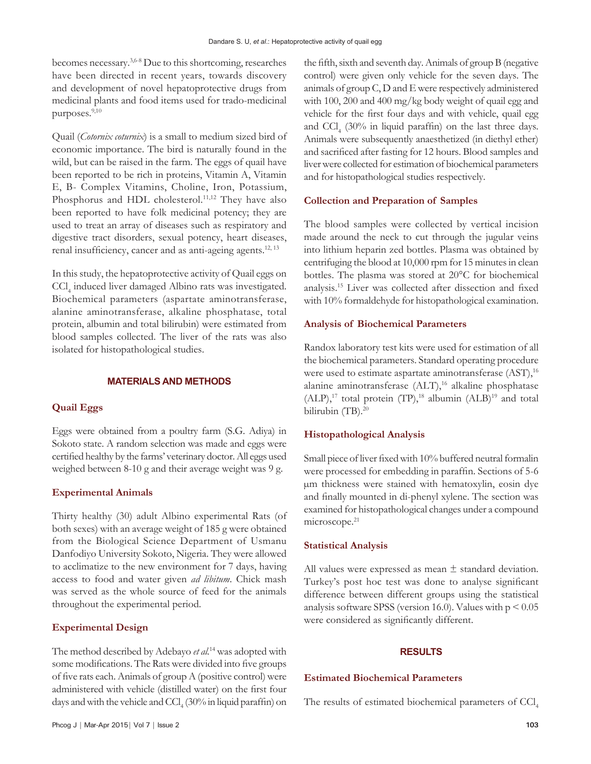becomes necessary.[3,6-8] Due to this shortcoming, researches have been directed in recent years, towards discovery and development of novel hepatoprotective drugs from medicinal plants and food items used for trado-medicinal purposes.[9,10]

Quail (*Cotornix coturnix*) is a small to medium sized bird of economic importance. The bird is naturally found in the wild, but can be raised in the farm. The eggs of quail have been reported to be rich in proteins, Vitamin A, Vitamin E, B- Complex Vitamins, Choline, Iron, Potassium, Phosphorus and HDL cholesterol.[11,12] They have also been reported to have folk medicinal potency; they are used to treat an array of diseases such as respiratory and digestive tract disorders, sexual potency, heart diseases, renal insufficiency, cancer and as anti-ageing agents.[12, 13]

In this study, the hepatoprotective activity of Quail eggs on $CCl_4$ induced liver damaged Albino rats was investigated. Biochemical parameters (aspartate aminotransferase, alanine aminotransferase, alkaline phosphatase, total protein, albumin and total bilirubin) were estimated from blood samples collected. The liver of the rats was also isolated for histopathological studies.

## MATERIALS AND METHODS

### Quail Eggs

Eggs were obtained from a poultry farm (S.G. Adiya) in Sokoto state. A random selection was made and eggs were certified healthy by the farms' veterinary doctor. All eggs used weighed between 8-10 g and their average weight was 9 g.

### Experimental Animals

Thirty healthy (30) adult Albino experimental Rats (of both sexes) with an average weight of 185 g were obtained from the Biological Science Department of Usmanu Danfodiyo University Sokoto, Nigeria. They were allowed to acclimatize to the new environment for 7 days, having access to food and water given *ad libitum*. Chick mash was served as the whole source of feed for the animals throughout the experimental period.

### Experimental Design

The method described by Adebayo *et al.*[14] was adopted with some modifications. The Rats were divided into five groups of five rats each. Animals of group A (positive control) were administered with vehicle (distilled water) on the first four days and with the vehicle and $CCl_4$ (30% in liquid paraffin) on the fifth, sixth and seventh day. Animals of group B (negative control) were given only vehicle for the seven days. The animals of group C, D and E were respectively administered with 100, 200 and 400 mg/kg body weight of quail egg and vehicle for the first four days and with vehicle, quail egg and $CCl_4$ (30% in liquid paraffin) on the last three days. Animals were subsequently anaesthetized (in diethyl ether) and sacrificed after fasting for 12 hours. Blood samples and liver were collected for estimation of biochemical parameters and for histopathological studies respectively.

### Collection and Preparation of Samples

The blood samples were collected by vertical incision made around the neck to cut through the jugular veins into lithium heparin zed bottles. Plasma was obtained by centrifuging the blood at 10,000 rpm for 15 minutes in clean bottles. The plasma was stored at 20°C for biochemical analysis.[15] Liver was collected after dissection and fixed with 10% formaldehyde for histopathological examination.

### Analysis of Biochemical Parameters

Randox laboratory test kits were used for estimation of all the biochemical parameters. Standard operating procedure were used to estimate aspartate aminotransferase (AST),[16] alanine aminotransferase (ALT),[16] alkaline phosphatase (ALP),[17] total protein (TP),[18] albumin (ALB)[19] and total bilirubin (TB).[20]

### Histopathological Analysis

Small piece of liver fixed with 10% buffered neutral formalin were processed for embedding in paraffin. Sections of 5-6 μm thickness were stained with hematoxylin, eosin dye and finally mounted in di-phenyl xylene. The section was examined for histopathological changes under a compound microscope.[21]

### Statistical Analysis

All values were expressed as mean ± standard deviation. Turkey's post hoc test was done to analyse significant difference between different groups using the statistical analysis software SPSS (version 16.0). Values with $p < 0.05$ were considered as significantly different.

## RESULTS

### Estimated Biochemical Parameters

The results of estimated biochemical parameters of $CCl_4$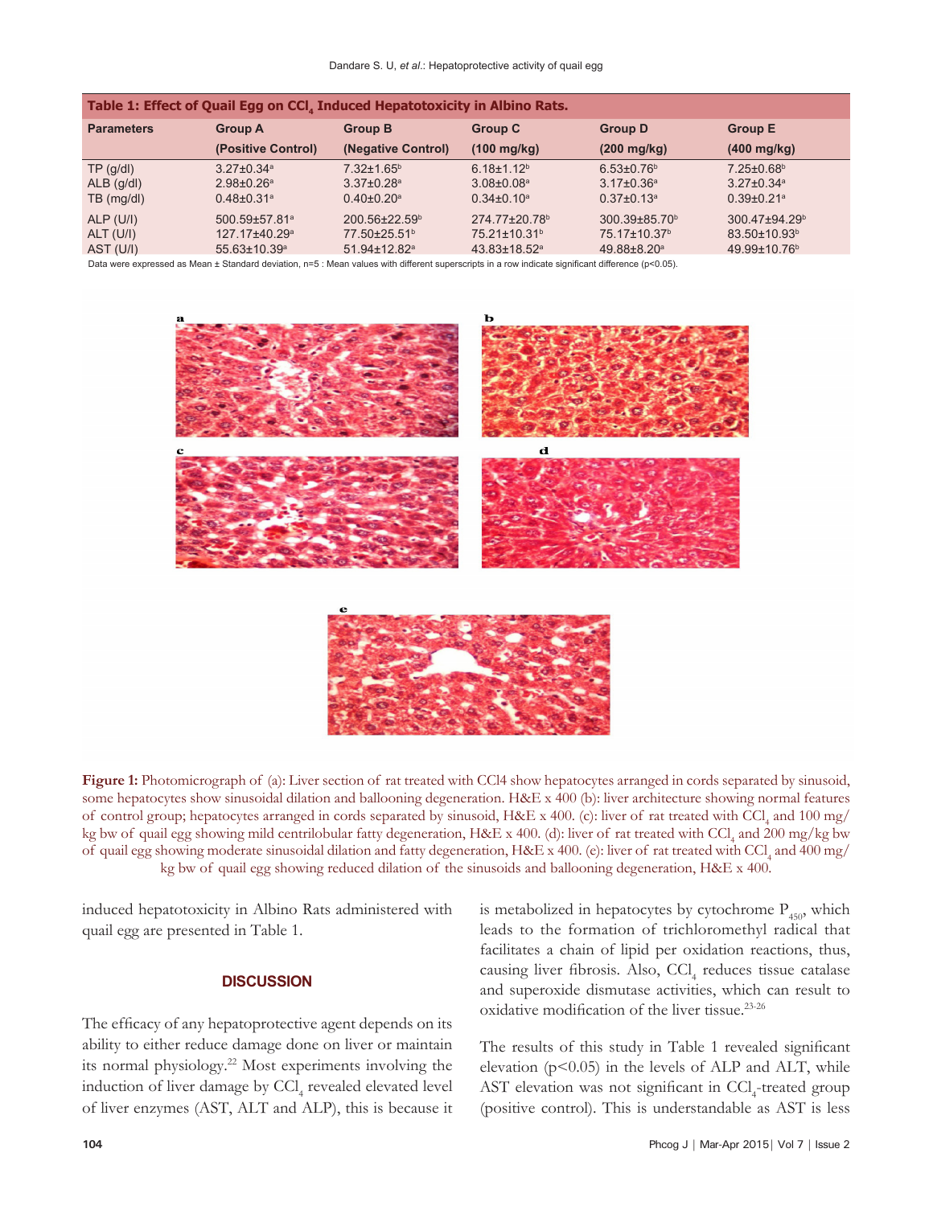**Table 1: Effect of Quail Egg on $CCl_4$ Induced Hepatotoxicity in Albino Rats.**

| Parameters | Group A (Positive Control) | Group B (Negative Control) | Group C (100 mg/kg) | Group D (200 mg/kg) | Group E (400 mg/kg) |
|---|---|---|---|---|---|
| TP (g/dl) | 3.27±0.34[a] | 7.32±1.65[b] | 6.18±1.12[b] | 6.53±0.76[b] | 7.25±0.68[b] |
| ALB (g/dl) | 2.98±0.26[a] | 3.37±0.28[a] | 3.08±0.08[a] | 3.17±0.36[a] | 3.27±0.34[a] |
| TB (mg/dl) | 0.48±0.31[a] | 0.40±0.20[a] | 0.34±0.10[a] | 0.37±0.13[a] | 0.39±0.21[a] |
| ALP (U/l) | 500.59±57.81[a] | 200.56±22.59[b] | 274.77±20.78[b] | 300.39±85.70[b] | 300.47±94.29[b] |
| ALT (U/l) | 127.17±40.29[a] | 77.50±25.51[b] | 75.21±10.31[b] | 75.17±10.37[b] | 83.50±10.93[b] |
| AST (U/l) | 55.63±10.39[a] | 51.94±12.82[a] | 43.83±18.52[a] | 49.88±8.20[a] | 49.99±10.76[b] |

Data were expressed as Mean ± Standard deviation, n=5 : Mean values with different superscripts in a row indicate significant difference (p<0.05).

**Figure 1:** Photomicrograph of (a): Liver section of rat treated with CCl4 show hepatocytes arranged in cords separated by sinusoid, some hepatocytes show sinusoidal dilation and ballooning degeneration. H&E x 400 (b): liver architecture showing normal features of control group; hepatocytes arranged in cords separated by sinusoid, H&E x 400. (c): liver of rat treated with $CCl_4$ and 100 mg/kg bw of quail egg showing mild centrilobular fatty degeneration, H&E x 400. (d): liver of rat treated with $CCl_4$ and 200 mg/kg bw of quail egg showing moderate sinusoidal dilation and fatty degeneration, H&E x 400. (e): liver of rat treated with $CCl_4$ and 400 mg/kg bw of quail egg showing reduced dilation of the sinusoids and ballooning degeneration, H&E x 400.

induced hepatotoxicity in Albino Rats administered with quail egg are presented in Table 1.

## DISCUSSION

The efficacy of any hepatoprotective agent depends on its ability to either reduce damage done on liver or maintain its normal physiology.[22] Most experiments involving the induction of liver damage by $CCl_4$ revealed elevated level of liver enzymes (AST, ALT and ALP), this is because it is metabolized in hepatocytes by cytochrome $P_{450}$, which leads to the formation of trichloromethyl radical that facilitates a chain of lipid per oxidation reactions, thus, causing liver fibrosis. Also, $CCl_4$ reduces tissue catalase and superoxide dismutase activities, which can result to oxidative modification of the liver tissue.[23-26]

The results of this study in Table 1 revealed significant elevation ($p<0.05$) in the levels of ALP and ALT, while AST elevation was not significant in $CCl_4$-treated group (positive control). This is understandable as AST is less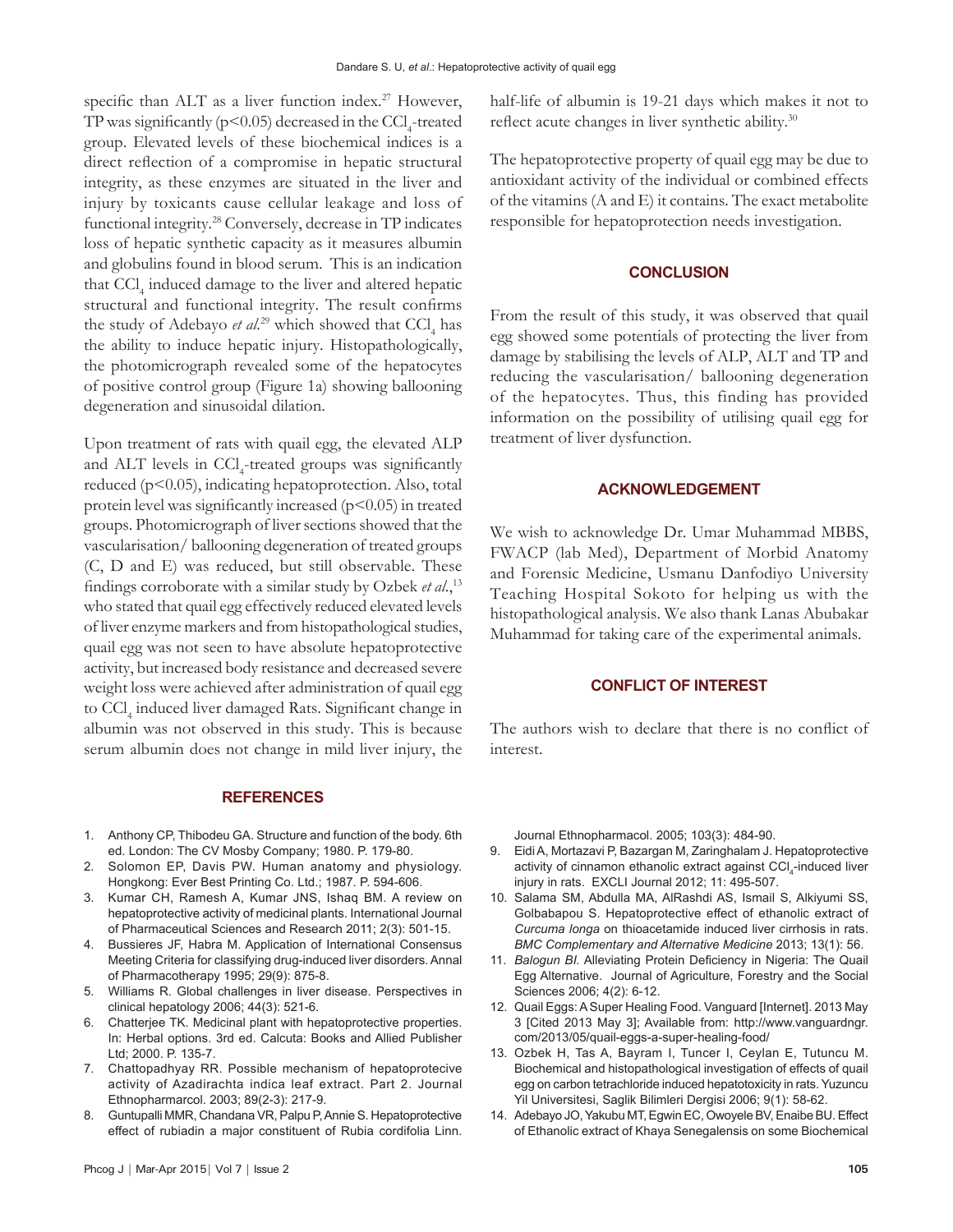specific than ALT as a liver function index.[27] However, TP was significantly ($p<0.05$) decreased in the $CCl_4$-treated group. Elevated levels of these biochemical indices is a direct reflection of a compromise in hepatic structural integrity, as these enzymes are situated in the liver and injury by toxicants cause cellular leakage and loss of functional integrity.[28] Conversely, decrease in TP indicates loss of hepatic synthetic capacity as it measures albumin and globulins found in blood serum. This is an indication that $CCl_4$ induced damage to the liver and altered hepatic structural and functional integrity. The result confirms the study of Adebayo *et al.*[29] which showed that $CCl_4$ has the ability to induce hepatic injury. Histopathologically, the photomicrograph revealed some of the hepatocytes of positive control group (Figure 1a) showing ballooning degeneration and sinusoidal dilation.

Upon treatment of rats with quail egg, the elevated ALP and ALT levels in $CCl_4$-treated groups was significantly reduced ($p<0.05$), indicating hepatoprotection. Also, total protein level was significantly increased ($p<0.05$) in treated groups. Photomicrograph of liver sections showed that the vascularisation/ ballooning degeneration of treated groups (C, D and E) was reduced, but still observable. These findings corroborate with a similar study by Ozbek *et al.*,[13] who stated that quail egg effectively reduced elevated levels of liver enzyme markers and from histopathological studies, quail egg was not seen to have absolute hepatoprotective activity, but increased body resistance and decreased severe weight loss were achieved after administration of quail egg to $CCl_4$ induced liver damaged Rats. Significant change in albumin was not observed in this study. This is because serum albumin does not change in mild liver injury, the half-life of albumin is 19-21 days which makes it not to reflect acute changes in liver synthetic ability.[30]

The hepatoprotective property of quail egg may be due to antioxidant activity of the individual or combined effects of the vitamins (A and E) it contains. The exact metabolite responsible for hepatoprotection needs investigation.

## CONCLUSION

From the result of this study, it was observed that quail egg showed some potentials of protecting the liver from damage by stabilising the levels of ALP, ALT and TP and reducing the vascularisation/ ballooning degeneration of the hepatocytes. Thus, this finding has provided information on the possibility of utilising quail egg for treatment of liver dysfunction.

## ACKNOWLEDGEMENT

We wish to acknowledge Dr. Umar Muhammad MBBS, FWACP (lab Med), Department of Morbid Anatomy and Forensic Medicine, Usmanu Danfodiyo University Teaching Hospital Sokoto for helping us with the histopathological analysis. We also thank Lanas Abubakar Muhammad for taking care of the experimental animals.

## CONFLICT OF INTEREST

The authors wish to declare that there is no conflict of interest.

## REFERENCES

1. Anthony CP, Thibodeu GA. Structure and function of the body. 6th ed. London: The CV Mosby Company; 1980. P. 179-80.
2. Solomon EP, Davis PW. Human anatomy and physiology. Hongkong: Ever Best Printing Co. Ltd.; 1987. P. 594-606.
3. Kumar CH, Ramesh A, Kumar JNS, Ishaq BM. A review on hepatoprotective activity of medicinal plants. International Journal of Pharmaceutical Sciences and Research 2011; 2(3): 501-15.
4. Bussieres JF, Habra M. Application of International Consensus Meeting Criteria for classifying drug-induced liver disorders. Annal of Pharmacotherapy 1995; 29(9): 875-8.
5. Williams R. Global challenges in liver disease. Perspectives in clinical hepatology 2006; 44(3): 521-6.
6. Chatterjee TK. Medicinal plant with hepatoprotective properties. In: Herbal options. 3rd ed. Calcuta: Books and Allied Publisher Ltd; 2000. P. 135-7.
7. Chattopadhyay RR. Possible mechanism of hepatoprotecive activity of Azadirachta indica leaf extract. Part 2. Journal Ethnopharmarcol. 2003; 89(2-3): 217-9.
8. Guntupalli MMR, Chandana VR, Palpu P, Annie S. Hepatoprotective effect of rubiadin a major constituent of Rubia cordifolia Linn. Journal Ethnopharmacol. 2005; 103(3): 484-90.
9. Eidi A, Mortazavi P, Bazargan M, Zaringhalam J. Hepatoprotective activity of cinnamon ethanolic extract against $CCl_4$-induced liver injury in rats. EXCLI Journal 2012; 11: 495-507.
10. Salama SM, Abdulla MA, AlRashdi AS, Ismail S, Alkiyumi SS, Golbabapou S. Hepatoprotective effect of ethanolic extract of *Curcuma longa* on thioacetamide induced liver cirrhosis in rats. *BMC Complementary and Alternative Medicine* 2013; 13(1): 56.
11. *Balogun BI.* Alleviating Protein Deficiency in Nigeria: The Quail Egg Alternative. Journal of Agriculture, Forestry and the Social Sciences 2006; 4(2): 6-12.
12. Quail Eggs: A Super Healing Food. Vanguard [Internet]. 2013 May 3 [Cited 2013 May 3]; Available from: http://www.vanguardngr.com/2013/05/quail-eggs-a-super-healing-food/
13. Ozbek H, Tas A, Bayram I, Tuncer I, Ceylan E, Tutuncu M. Biochemical and histopathological investigation of effects of quail egg on carbon tetrachloride induced hepatotoxicity in rats. Yuzuncu Yil Universitesi, Saglik Bilimleri Dergisi 2006; 9(1): 58-62.
14. Adebayo JO, Yakubu MT, Egwin EC, Owoyele BV, Enaibe BU. Effect of Ethanolic extract of Khaya Senegalensis on some Biochemical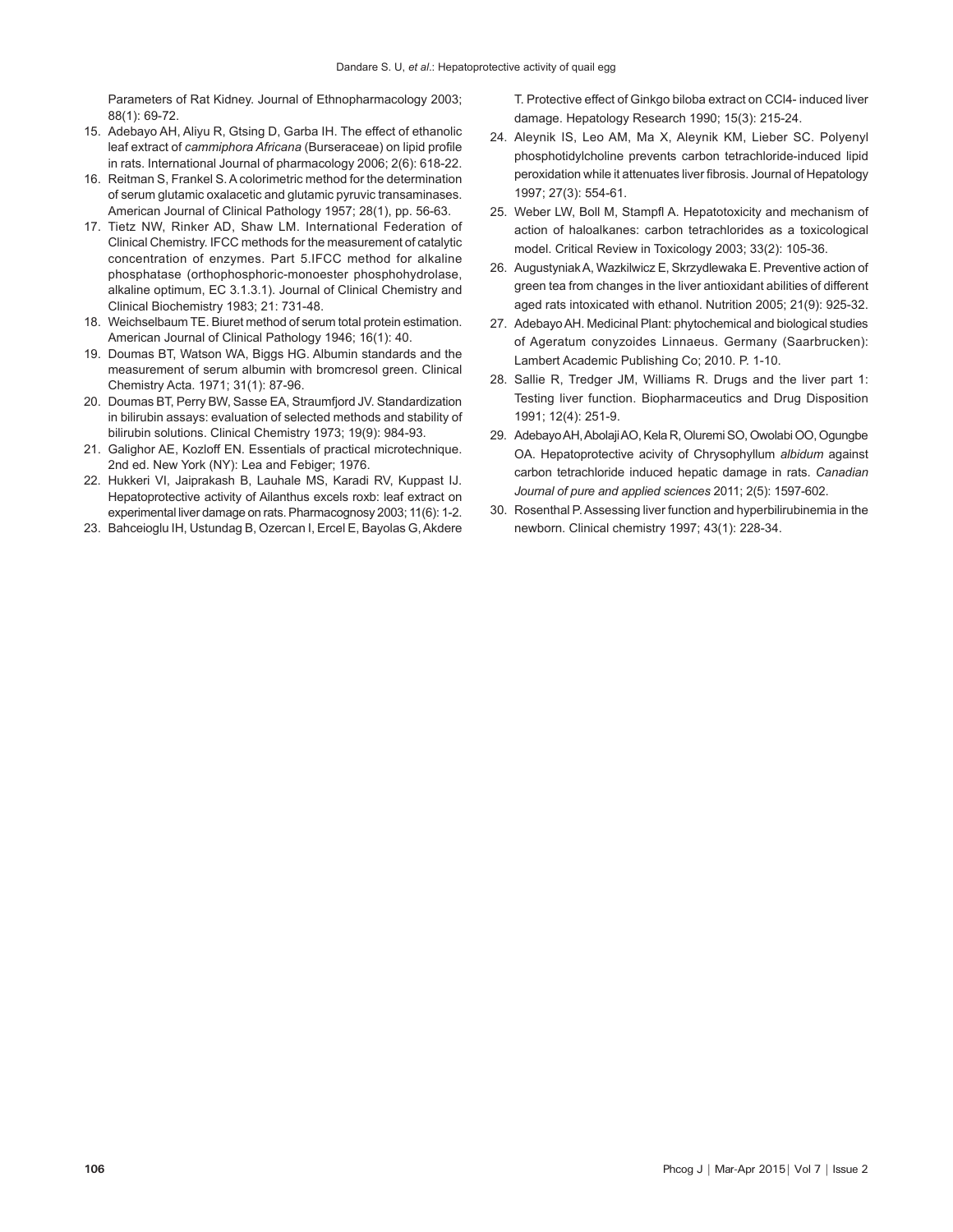Parameters of Rat Kidney. Journal of Ethnopharmacology 2003; 88(1): 69-72.

15. Adebayo AH, Aliyu R, Gtsing D, Garba IH. The effect of ethanolic leaf extract of *cammiphora Africana* (Burseraceae) on lipid profile in rats. International Journal of pharmacology 2006; 2(6): 618-22.
16. Reitman S, Frankel S. A colorimetric method for the determination of serum glutamic oxalacetic and glutamic pyruvic transaminases. American Journal of Clinical Pathology 1957; 28(1), pp. 56-63.
17. Tietz NW, Rinker AD, Shaw LM. International Federation of Clinical Chemistry. IFCC methods for the measurement of catalytic concentration of enzymes. Part 5.IFCC method for alkaline phosphatase (orthophosphoric-monoester phosphohydrolase, alkaline optimum, EC 3.1.3.1). Journal of Clinical Chemistry and Clinical Biochemistry 1983; 21: 731-48.
18. Weichselbaum TE. Biuret method of serum total protein estimation. American Journal of Clinical Pathology 1946; 16(1): 40.
19. Doumas BT, Watson WA, Biggs HG. Albumin standards and the measurement of serum albumin with bromcresol green. Clinical Chemistry Acta. 1971; 31(1): 87-96.
20. Doumas BT, Perry BW, Sasse EA, Straumfjord JV. Standardization in bilirubin assays: evaluation of selected methods and stability of bilirubin solutions. Clinical Chemistry 1973; 19(9): 984-93.
21. Galighor AE, Kozloff EN. Essentials of practical microtechnique. 2nd ed. New York (NY): Lea and Febiger; 1976.
22. Hukkeri VI, Jaiprakash B, Lauhale MS, Karadi RV, Kuppast IJ. Hepatoprotective activity of Ailanthus excels roxb: leaf extract on experimental liver damage on rats. Pharmacognosy 2003; 11(6): 1-2.
23. Bahceioglu IH, Ustundag B, Ozercan I, Ercel E, Bayolas G, Akdere T. Protective effect of Ginkgo biloba extract on CCl4- induced liver damage. Hepatology Research 1990; 15(3): 215-24.
24. Aleynik IS, Leo AM, Ma X, Aleynik KM, Lieber SC. Polyenyl phosphotidylcholine prevents carbon tetrachloride-induced lipid peroxidation while it attenuates liver fibrosis. Journal of Hepatology 1997; 27(3): 554-61.
25. Weber LW, Boll M, Stampfl A. Hepatotoxicity and mechanism of action of haloalkanes: carbon tetrachlorides as a toxicological model. Critical Review in Toxicology 2003; 33(2): 105-36.
26. Augustyniak A, Wazkilwicz E, Skrzydlewaka E. Preventive action of green tea from changes in the liver antioxidant abilities of different aged rats intoxicated with ethanol. Nutrition 2005; 21(9): 925-32.
27. Adebayo AH. Medicinal Plant: phytochemical and biological studies of Ageratum conyzoides Linnaeus. Germany (Saarbrucken): Lambert Academic Publishing Co; 2010. P. 1-10.
28. Sallie R, Tredger JM, Williams R. Drugs and the liver part 1: Testing liver function. Biopharmaceutics and Drug Disposition 1991; 12(4): 251-9.
29. Adebayo AH, Abolaji AO, Kela R, Oluremi SO, Owolabi OO, Ogungbe OA. Hepatoprotective acivity of Chrysophyllum *albidum* against carbon tetrachloride induced hepatic damage in rats. *Canadian Journal of pure and applied sciences* 2011; 2(5): 1597-602.
30. Rosenthal P. Assessing liver function and hyperbilirubinemia in the newborn. Clinical chemistry 1997; 43(1): 228-34.